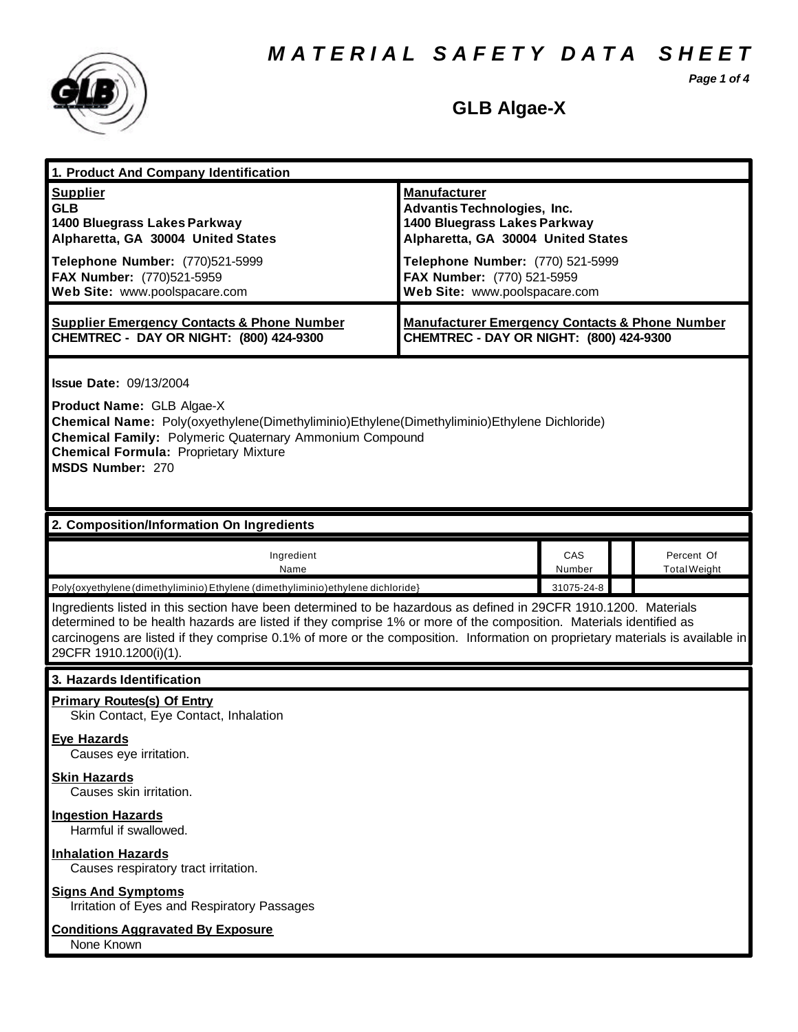# MATERIAL SAFETY DATA SHEET

## GLB Algae-X

### 1. Product And Company Identification

| **Supplier** | **Manufacturer** |
|---|---|
| **GLB** | **Advantis Technologies, Inc.** |
| **1400 Bluegrass Lakes Parkway** | **1400 Bluegrass Lakes Parkway** |
| **Alpharetta, GA 30004 United States** | **Alpharetta, GA 30004 United States** |
| **Telephone Number:** (770)521-5999 | **Telephone Number:** (770) 521-5999 |
| **FAX Number:** (770)521-5959 | **FAX Number:** (770) 521-5959 |
| **Web Site:** www.poolspacare.com | **Web Site:** www.poolspacare.com |
| **Supplier Emergency Contacts & Phone Number** | **Manufacturer Emergency Contacts & Phone Number** |
| **CHEMTREC - DAY OR NIGHT: (800) 424-9300** | **CHEMTREC - DAY OR NIGHT: (800) 424-9300** |

**Issue Date:** 09/13/2004

**Product Name:** GLB Algae-X
**Chemical Name:** Poly(oxyethylene(Dimethyliminio)Ethylene(Dimethyliminio)Ethylene Dichloride)
**Chemical Family:** Polymeric Quaternary Ammonium Compound
**Chemical Formula:** Proprietary Mixture
**MSDS Number:** 270

### 2. Composition/Information On Ingredients

| Ingredient Name | CAS Number | | Percent Of Total Weight |
|---|---|---|---|
| Poly{oxyethylene(dimethyliminio)Ethylene (dimethyliminio)ethylene dichloride} | 31075-24-8 | | |

Ingredients listed in this section have been determined to be hazardous as defined in 29CFR 1910.1200. Materials determined to be health hazards are listed if they comprise 1% or more of the composition. Materials identified as carcinogens are listed if they comprise 0.1% of more or the composition. Information on proprietary materials is available in 29CFR 1910.1200(i)(1).

### 3. Hazards Identification

**Primary Routes(s) Of Entry**
Skin Contact, Eye Contact, Inhalation

**Eye Hazards**
Causes eye irritation.

**Skin Hazards**
Causes skin irritation.

**Ingestion Hazards**
Harmful if swallowed.

**Inhalation Hazards**
Causes respiratory tract irritation.

**Signs And Symptoms**
Irritation of Eyes and Respiratory Passages

**Conditions Aggravated By Exposure**
None Known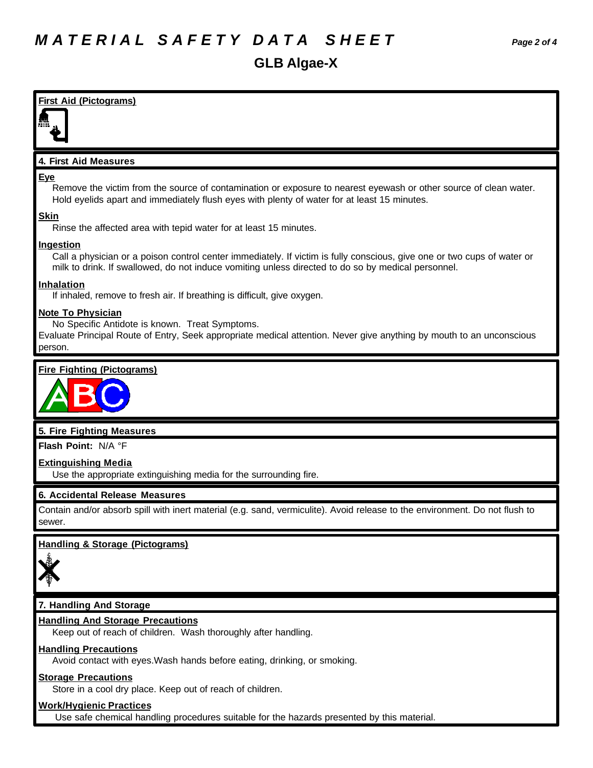# MATERIAL SAFETY DATA SHEET

## GLB Algae-X

**First Aid (Pictograms)**

### 4. First Aid Measures

**Eye**

Remove the victim from the source of contamination or exposure to nearest eyewash or other source of clean water. Hold eyelids apart and immediately flush eyes with plenty of water for at least 15 minutes.

**Skin**

Rinse the affected area with tepid water for at least 15 minutes.

**Ingestion**

Call a physician or a poison control center immediately. If victim is fully conscious, give one or two cups of water or milk to drink. If swallowed, do not induce vomiting unless directed to do so by medical personnel.

**Inhalation**

If inhaled, remove to fresh air. If breathing is difficult, give oxygen.

**Note To Physician**

No Specific Antidote is known. Treat Symptoms.
Evaluate Principal Route of Entry, Seek appropriate medical attention. Never give anything by mouth to an unconscious person.

**Fire Fighting (Pictograms)**

### 5. Fire Fighting Measures

**Flash Point:** N/A °F

**Extinguishing Media**

Use the appropriate extinguishing media for the surrounding fire.

### 6. Accidental Release Measures

Contain and/or absorb spill with inert material (e.g. sand, vermiculite). Avoid release to the environment. Do not flush to sewer.

**Handling & Storage (Pictograms)**

### 7. Handling And Storage

**Handling And Storage Precautions**

Keep out of reach of children. Wash thoroughly after handling.

**Handling Precautions**

Avoid contact with eyes.Wash hands before eating, drinking, or smoking.

**Storage Precautions**

Store in a cool dry place. Keep out of reach of children.

**Work/Hygienic Practices**

Use safe chemical handling procedures suitable for the hazards presented by this material.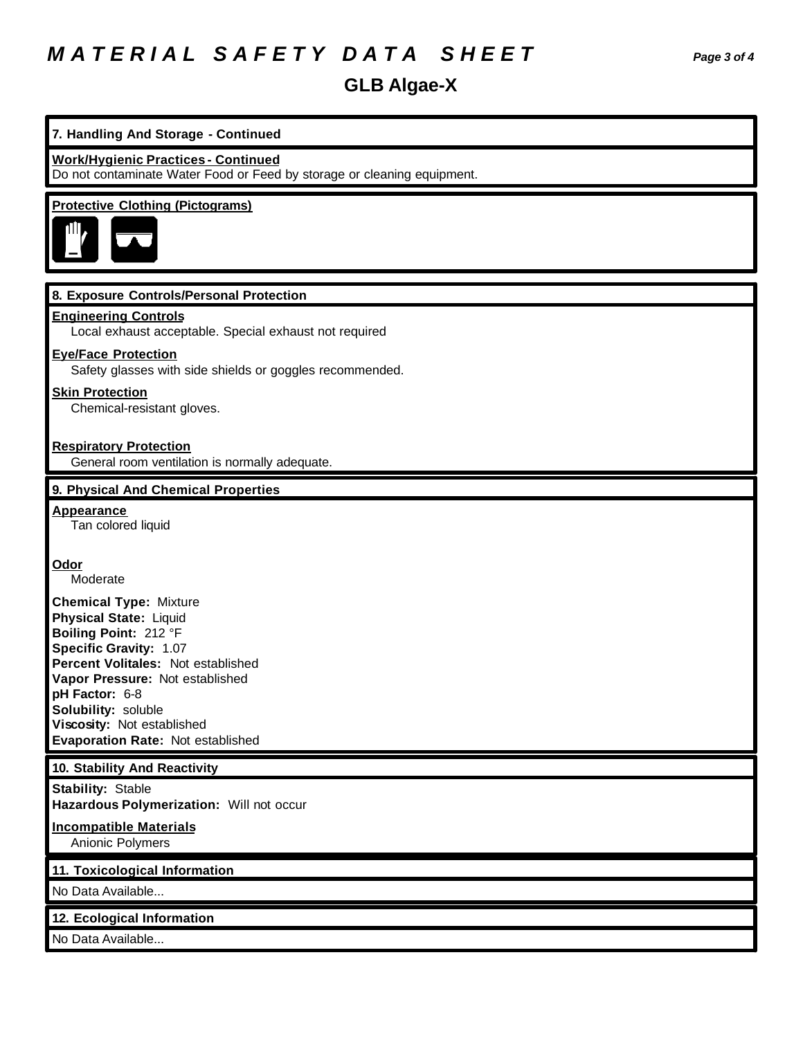# MATERIAL SAFETY DATA SHEET

## GLB Algae-X

### 7. Handling And Storage - Continued

**Work/Hygienic Practices - Continued**
Do not contaminate Water Food or Feed by storage or cleaning equipment.

**Protective Clothing (Pictograms)**

### 8. Exposure Controls/Personal Protection

**Engineering Controls**
Local exhaust acceptable. Special exhaust not required

**Eye/Face Protection**
Safety glasses with side shields or goggles recommended.

**Skin Protection**
Chemical-resistant gloves.

**Respiratory Protection**
General room ventilation is normally adequate.

### 9. Physical And Chemical Properties

**Appearance**
Tan colored liquid

**Odor**
Moderate

**Chemical Type:** Mixture
**Physical State:** Liquid
**Boiling Point:** 212 °F
**Specific Gravity:** 1.07
**Percent Volitales:** Not established
**Vapor Pressure:** Not established
**pH Factor:** 6-8
**Solubility:** soluble
**Viscosity:** Not established
**Evaporation Rate:** Not established

### 10. Stability And Reactivity

**Stability:** Stable
**Hazardous Polymerization:** Will not occur

**Incompatible Materials**
Anionic Polymers

### 11. Toxicological Information

No Data Available...

### 12. Ecological Information

No Data Available...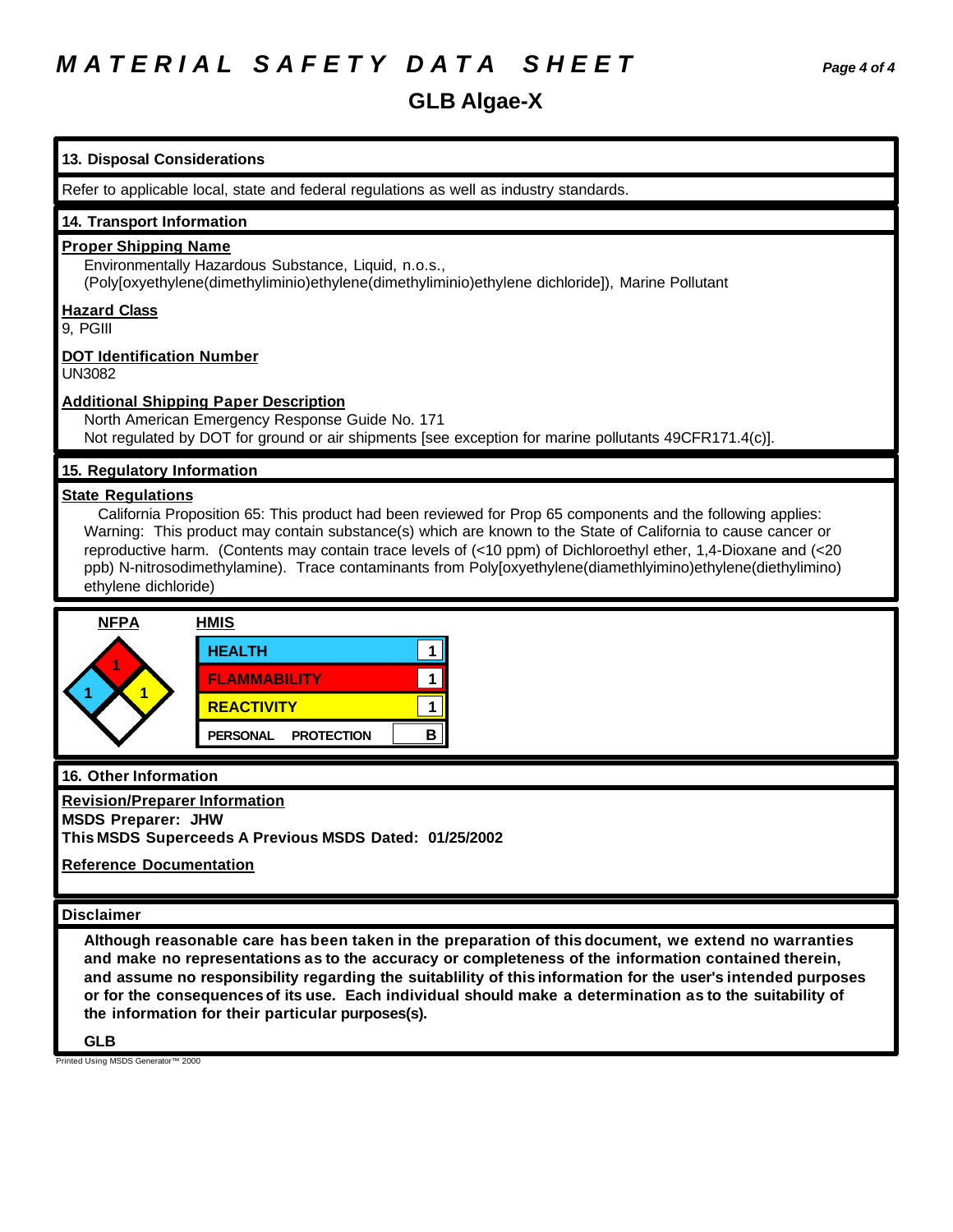# MATERIAL SAFETY DATA SHEET

## GLB Algae-X

### 13. Disposal Considerations

Refer to applicable local, state and federal regulations as well as industry standards.

### 14. Transport Information

**Proper Shipping Name**

Environmentally Hazardous Substance, Liquid, n.o.s., (Poly[oxyethylene(dimethyliminio)ethylene(dimethyliminio)ethylene dichloride]), Marine Pollutant

**Hazard Class**

9, PGIII

**DOT Identification Number**

UN3082

**Additional Shipping Paper Description**

North American Emergency Response Guide No. 171
Not regulated by DOT for ground or air shipments [see exception for marine pollutants 49CFR171.4(c)].

### 15. Regulatory Information

**State Regulations**

California Proposition 65: This product had been reviewed for Prop 65 components and the following applies: Warning: This product may contain substance(s) which are known to the State of California to cause cancer or reproductive harm. (Contents may contain trace levels of (<10 ppm) of Dichloroethyl ether, 1,4-Dioxane and (<20 ppb) N-nitrosodimethylamine). Trace contaminants from Poly[oxyethylene(diamethlyimino)ethylene(diethylimino) ethylene dichloride)

**NFPA**

Flammability: 1
Health: 1
Reactivity: 1

**HMIS**

| | |
|---|---|
| HEALTH | 1 |
| FLAMMABILITY | 1 |
| REACTIVITY | 1 |
| PERSONAL PROTECTION | B |

### 16. Other Information

**Revision/Preparer Information**

**MSDS Preparer: JHW**

**This MSDS Superceeds A Previous MSDS Dated: 01/25/2002**

**Reference Documentation**

### Disclaimer

**Although reasonable care has been taken in the preparation of this document, we extend no warranties and make no representations as to the accuracy or completeness of the information contained therein, and assume no responsibility regarding the suitablility of this information for the user's intended purposes or for the consequences of its use. Each individual should make a determination as to the suitability of the information for their particular purposes(s).**

**GLB**

Printed Using MSDS Generator™ 2000